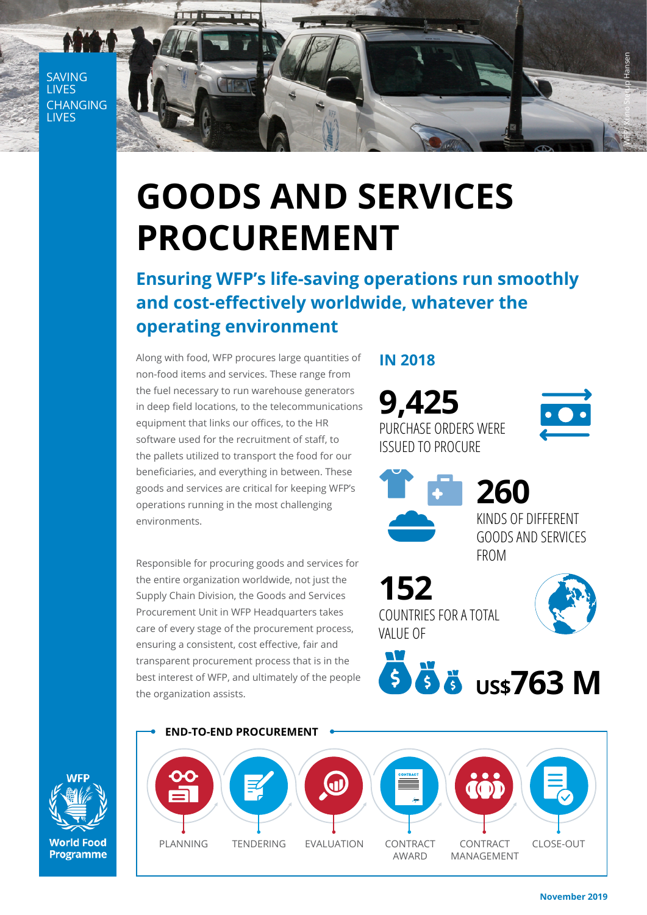SAVING LIVES
CHANGING LIVES

# GOODS AND SERVICES PROCUREMENT

## Ensuring WFP's life-saving operations run smoothly and cost-effectively worldwide, whatever the operating environment

Along with food, WFP procures large quantities of non-food items and services. These range from the fuel necessary to run warehouse generators in deep field locations, to the telecommunications equipment that links our offices, to the HR software used for the recruitment of staff, to the pallets utilized to transport the food for our beneficiaries, and everything in between. These goods and services are critical for keeping WFP's operations running in the most challenging environments.

Responsible for procuring goods and services for the entire organization worldwide, not just the Supply Chain Division, the Goods and Services Procurement Unit in WFP Headquarters takes care of every stage of the procurement process, ensuring a consistent, cost effective, fair and transparent procurement process that is in the best interest of WFP, and ultimately of the people the organization assists.

### IN 2018

**9,425** PURCHASE ORDERS WERE ISSUED TO PROCURE

**260** KINDS OF DIFFERENT GOODS AND SERVICES FROM

**152** COUNTRIES FOR A TOTAL VALUE OF

**US$763 M**

### END-TO-END PROCUREMENT

PLANNING → TENDERING → EVALUATION → CONTRACT AWARD → CONTRACT MANAGEMENT → CLOSE-OUT

WFP World Food Programme

November 2019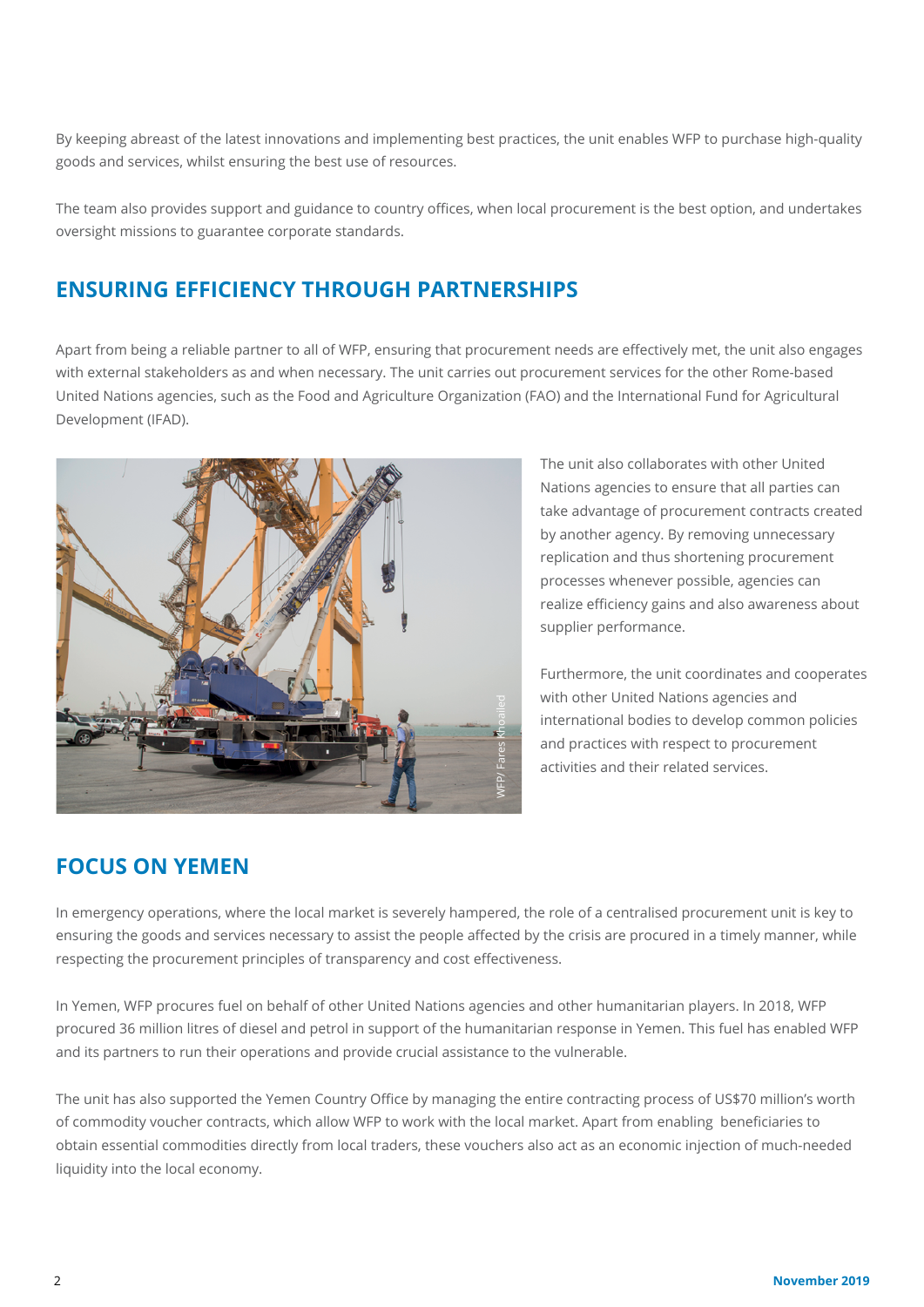By keeping abreast of the latest innovations and implementing best practices, the unit enables WFP to purchase high-quality goods and services, whilst ensuring the best use of resources.

The team also provides support and guidance to country offices, when local procurement is the best option, and undertakes oversight missions to guarantee corporate standards.

## ENSURING EFFICIENCY THROUGH PARTNERSHIPS

Apart from being a reliable partner to all of WFP, ensuring that procurement needs are effectively met, the unit also engages with external stakeholders as and when necessary. The unit carries out procurement services for the other Rome-based United Nations agencies, such as the Food and Agriculture Organization (FAO) and the International Fund for Agricultural Development (IFAD).

WFP/ Fares Khoailed

The unit also collaborates with other United Nations agencies to ensure that all parties can take advantage of procurement contracts created by another agency. By removing unnecessary replication and thus shortening procurement processes whenever possible, agencies can realize efficiency gains and also awareness about supplier performance.

Furthermore, the unit coordinates and cooperates with other United Nations agencies and international bodies to develop common policies and practices with respect to procurement activities and their related services.

## FOCUS ON YEMEN

In emergency operations, where the local market is severely hampered, the role of a centralised procurement unit is key to ensuring the goods and services necessary to assist the people affected by the crisis are procured in a timely manner, while respecting the procurement principles of transparency and cost effectiveness.

In Yemen, WFP procures fuel on behalf of other United Nations agencies and other humanitarian players. In 2018, WFP procured 36 million litres of diesel and petrol in support of the humanitarian response in Yemen. This fuel has enabled WFP and its partners to run their operations and provide crucial assistance to the vulnerable.

The unit has also supported the Yemen Country Office by managing the entire contracting process of US$70 million's worth of commodity voucher contracts, which allow WFP to work with the local market. Apart from enabling beneficiaries to obtain essential commodities directly from local traders, these vouchers also act as an economic injection of much-needed liquidity into the local economy.